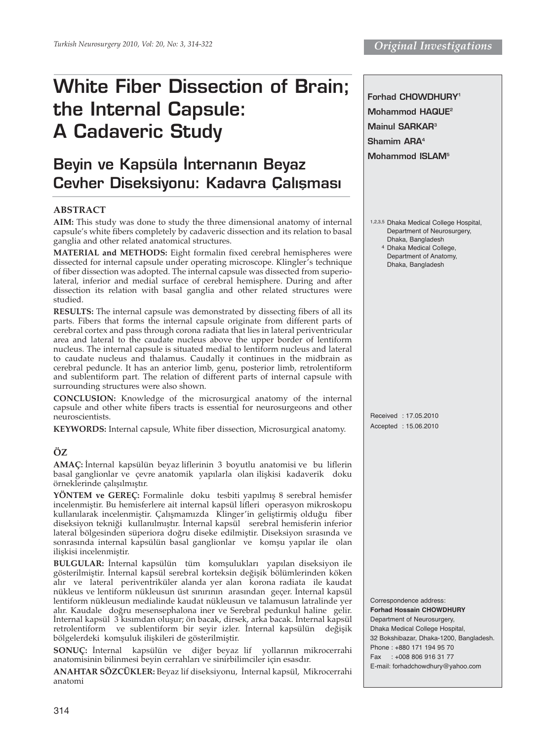*Original Investigations*

# White Fiber Dissection of Brain; the Internal Capsule: A Cadaveric Study

## Beyin ve Kapsüla İnternanın Beyaz Cevher Diseksiyonu: Kadavra Çalışması

**Forhad CHOWDHURY**[1]
**Mohammod HAQUE**[2]
**Mainul SARKAR**[3]
**Shamim ARA**[4]
**Mohammod ISLAM**[5]

[1,2,3,5] Dhaka Medical College Hospital, Department of Neurosurgery, Dhaka, Bangladesh
[4] Dhaka Medical College, Department of Anatomy, Dhaka, Bangladesh

### ABSTRACT

**AIM:** This study was done to study the three dimensional anatomy of internal capsule's white fibers completely by cadaveric dissection and its relation to basal ganglia and other related anatomical structures.

**MATERIAL and METHODS:** Eight formalin fixed cerebral hemispheres were dissected for internal capsule under operating microscope. Klingler's technique of fiber dissection was adopted. The internal capsule was dissected from superio-lateral, inferior and medial surface of cerebral hemisphere. During and after dissection its relation with basal ganglia and other related structures were studied.

**RESULTS:** The internal capsule was demonstrated by dissecting fibers of all its parts. Fibers that forms the internal capsule originate from different parts of cerebral cortex and pass through corona radiata that lies in lateral periventricular area and lateral to the caudate nucleus above the upper border of lentiform nucleus. The internal capsule is situated medial to lentiform nucleus and lateral to caudate nucleus and thalamus. Caudally it continues in the midbrain as cerebral peduncle. It has an anterior limb, genu, posterior limb, retrolentiform and sublentiform part. The relation of different parts of internal capsule with surrounding structures were also shown.

**CONCLUSION:** Knowledge of the microsurgical anatomy of the internal capsule and other white fibers tracts is essential for neurosurgeons and other neuroscientists.

**KEYWORDS:** Internal capsule, White fiber dissection, Microsurgical anatomy.

### ÖZ

**AMAÇ:** İnternal kapsülün beyaz liflerinin 3 boyutlu anatomisi ve bu liflerin basal ganglionlar ve çevre anatomik yapılarla olan ilişkisi kadaverik doku örneklerinde çalışılmıştır.

**YÖNTEM ve GEREÇ:** Formalinle doku tesbiti yapılmış 8 serebral hemisfer incelenmiştir. Bu hemisferlere ait internal kapsül lifleri operasyon mikroskopu kullanılarak incelenmiştir. Çalışmamızda Klinger'in geliştirmiş olduğu fiber diseksiyon tekniği kullanılmıştır. İnternal kapsül serebral hemisferin inferior lateral bölgesinden süperiora doğru diseke edilmiştir. Diseksiyon sırasında ve sonrasında internal kapsülün basal ganglionlar ve komşu yapılar ile olan ilişkisi incelenmiştir.

**BULGULAR:** İnternal kapsülün tüm komşulukları yapılan diseksiyon ile gösterilmiştir. İnternal kapsül serebral korteksin değişik bölümlerinden köken alır ve lateral periventriküler alanda yer alan korona radiata ile kaudat nükleus ve lentiform nükleusun üst sınırının arasından geçer. İnternal kapsül lentiform nükleusun medialinde kaudat nükleusun ve talamusun latralinde yer alır. Kaudale doğru mesensephalona iner ve Serebral pedunkul haline gelir. İnternal kapsül 3 kısımdan oluşur; ön bacak, dirsek, arka bacak. İnternal kapsül retrolentiform ve sublentiform bir seyir izler. İnternal kapsülün değişik bölgelerdeki komşuluk ilişkileri de gösterilmiştir.

**SONUÇ:** İnternal kapsülün ve diğer beyaz lif yollarının mikrocerrahi anatomisinin bilinmesi beyin cerrahları ve sinirbilimciler için esasdır.

**ANAHTAR SÖZCÜKLER:** Beyaz lif diseksiyonu, İnternal kapsül, Mikrocerrahi anatomi

Received : 17.05.2010
Accepted : 15.06.2010

Correspondence address:
**Forhad Hossain CHOWDHURY**
Department of Neurosurgery,
Dhaka Medical College Hospital,
32 Bokshibazar, Dhaka-1200, Bangladesh.
Phone : +880 171 194 95 70
Fax : +008 806 916 31 77
E-mail: forhadchowdhury@yahoo.com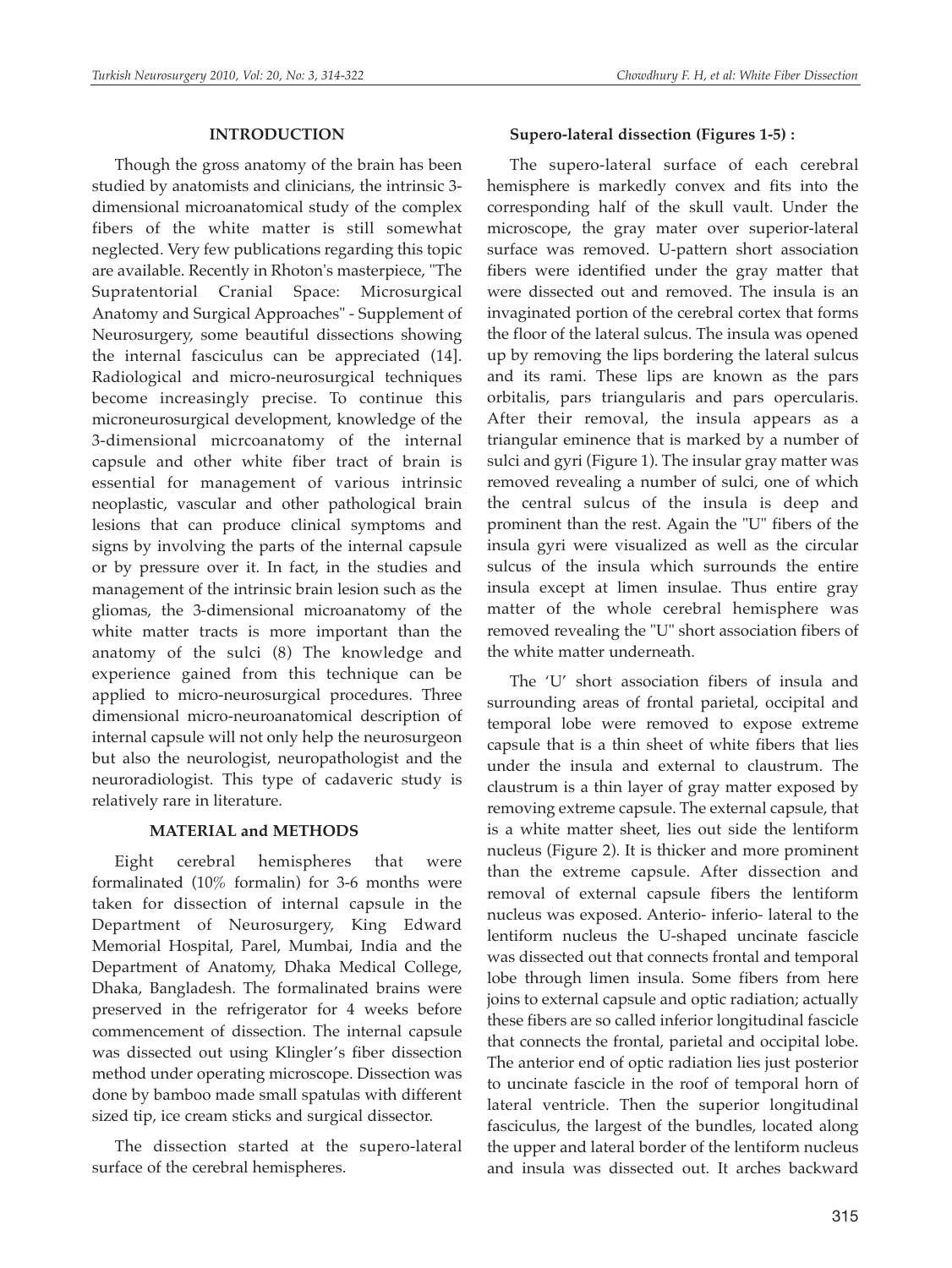## INTRODUCTION

Though the gross anatomy of the brain has been studied by anatomists and clinicians, the intrinsic 3-dimensional microanatomical study of the complex fibers of the white matter is still somewhat neglected. Very few publications regarding this topic are available. Recently in Rhoton's masterpiece, "The Supratentorial Cranial Space: Microsurgical Anatomy and Surgical Approaches" - Supplement of Neurosurgery, some beautiful dissections showing the internal fasciculus can be appreciated (14). Radiological and micro-neurosurgical techniques become increasingly precise. To continue this microneurosurgical development, knowledge of the 3-dimensional mircoanatomy of the internal capsule and other white fiber tract of brain is essential for management of various intrinsic neoplastic, vascular and other pathological brain lesions that can produce clinical symptoms and signs by involving the parts of the internal capsule or by pressure over it. In fact, in the studies and management of the intrinsic brain lesion such as the gliomas, the 3-dimensional microanatomy of the white matter tracts is more important than the anatomy of the sulci (8) The knowledge and experience gained from this technique can be applied to micro-neurosurgical procedures. Three dimensional micro-neuroanatomical description of internal capsule will not only help the neurosurgeon but also the neurologist, neuropathologist and the neuroradiologist. This type of cadaveric study is relatively rare in literature.

## MATERIAL and METHODS

Eight cerebral hemispheres that were formalinated (10% formalin) for 3-6 months were taken for dissection of internal capsule in the Department of Neurosurgery, King Edward Memorial Hospital, Parel, Mumbai, India and the Department of Anatomy, Dhaka Medical College, Dhaka, Bangladesh. The formalinated brains were preserved in the refrigerator for 4 weeks before commencement of dissection. The internal capsule was dissected out using Klingler's fiber dissection method under operating microscope. Dissection was done by bamboo made small spatulas with different sized tip, ice cream sticks and surgical dissector.

The dissection started at the supero-lateral surface of the cerebral hemispheres.

**Supero-lateral dissection (Figures 1-5) :**

The supero-lateral surface of each cerebral hemisphere is markedly convex and fits into the corresponding half of the skull vault. Under the microscope, the gray mater over superior-lateral surface was removed. U-pattern short association fibers were identified under the gray matter that were dissected out and removed. The insula is an invaginated portion of the cerebral cortex that forms the floor of the lateral sulcus. The insula was opened up by removing the lips bordering the lateral sulcus and its rami. These lips are known as the pars orbitalis, pars triangularis and pars opercularis. After their removal, the insula appears as a triangular eminence that is marked by a number of sulci and gyri (Figure 1). The insular gray matter was removed revealing a number of sulci, one of which the central sulcus of the insula is deep and prominent than the rest. Again the "U" fibers of the insula gyri were visualized as well as the circular sulcus of the insula which surrounds the entire insula except at limen insulae. Thus entire gray matter of the whole cerebral hemisphere was removed revealing the "U" short association fibers of the white matter underneath.

The 'U' short association fibers of insula and surrounding areas of frontal parietal, occipital and temporal lobe were removed to expose extreme capsule that is a thin sheet of white fibers that lies under the insula and external to claustrum. The claustrum is a thin layer of gray matter exposed by removing extreme capsule. The external capsule, that is a white matter sheet, lies out side the lentiform nucleus (Figure 2). It is thicker and more prominent than the extreme capsule. After dissection and removal of external capsule fibers the lentiform nucleus was exposed. Anterio- inferio- lateral to the lentiform nucleus the U-shaped uncinate fascicle was dissected out that connects frontal and temporal lobe through limen insula. Some fibers from here joins to external capsule and optic radiation; actually these fibers are so called inferior longitudinal fascicle that connects the frontal, parietal and occipital lobe. The anterior end of optic radiation lies just posterior to uncinate fascicle in the roof of temporal horn of lateral ventricle. Then the superior longitudinal fasciculus, the largest of the bundles, located along the upper and lateral border of the lentiform nucleus and insula was dissected out. It arches backward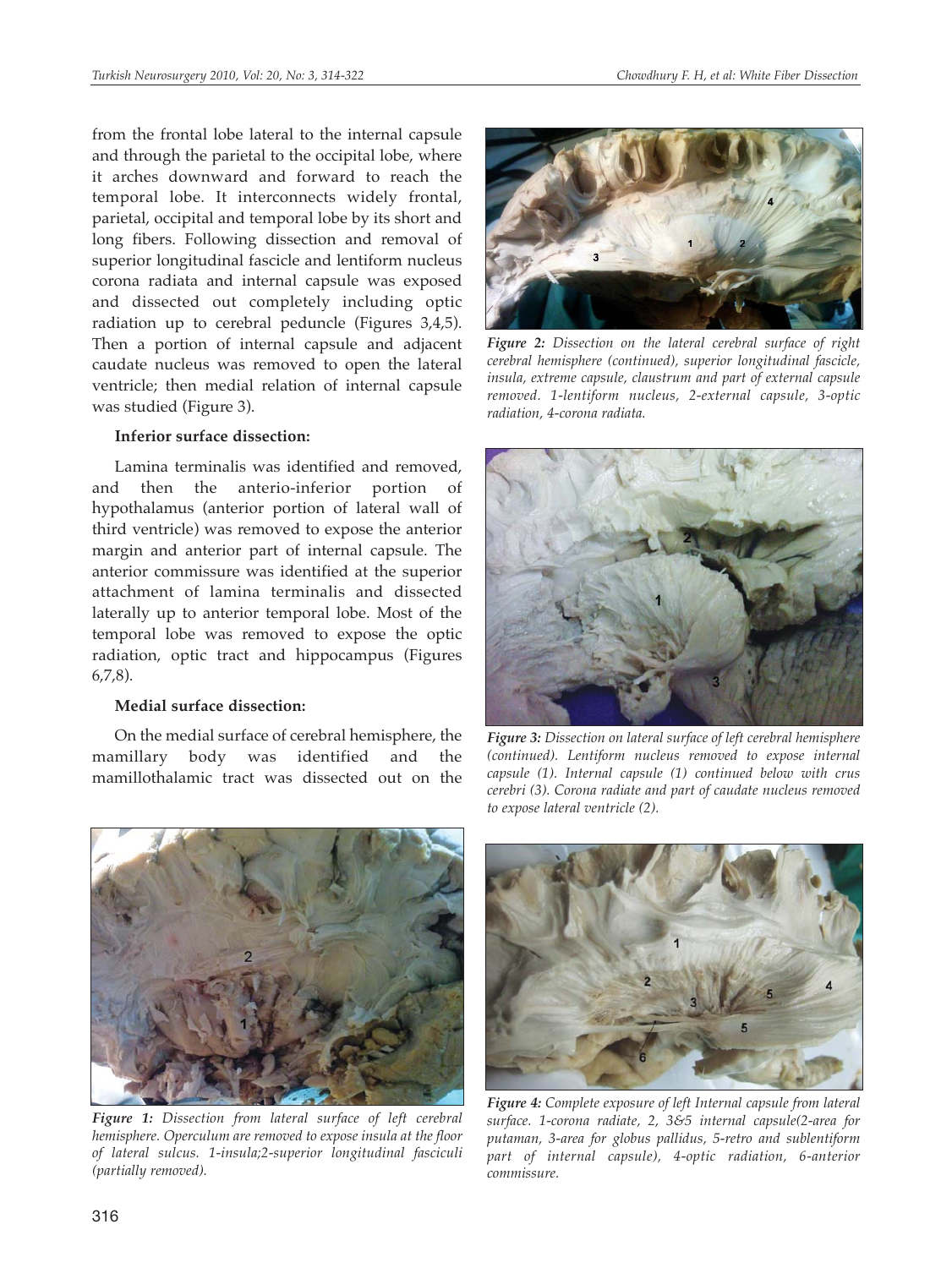from the frontal lobe lateral to the internal capsule and through the parietal to the occipital lobe, where it arches downward and forward to reach the temporal lobe. It interconnects widely frontal, parietal, occipital and temporal lobe by its short and long fibers. Following dissection and removal of superior longitudinal fascicle and lentiform nucleus corona radiata and internal capsule was exposed and dissected out completely including optic radiation up to cerebral peduncle (Figures 3,4,5). Then a portion of internal capsule and adjacent caudate nucleus was removed to open the lateral ventricle; then medial relation of internal capsule was studied (Figure 3).

**Inferior surface dissection:**

Lamina terminalis was identified and removed, and then the anterio-inferior portion of hypothalamus (anterior portion of lateral wall of third ventricle) was removed to expose the anterior margin and anterior part of internal capsule. The anterior commissure was identified at the superior attachment of lamina terminalis and dissected laterally up to anterior temporal lobe. Most of the temporal lobe was removed to expose the optic radiation, optic tract and hippocampus (Figures 6,7,8).

**Medial surface dissection:**

On the medial surface of cerebral hemisphere, the mamillary body was identified and the mamillothalamic tract was dissected out on the

*Figure 2: Dissection on the lateral cerebral surface of right cerebral hemisphere (continued), superior longitudinal fascicle, insula, extreme capsule, claustrum and part of external capsule removed. 1-lentiform nucleus, 2-external capsule, 3-optic radiation, 4-corona radiata.*

*Figure 3: Dissection on lateral surface of left cerebral hemisphere (continued). Lentiform nucleus removed to expose internal capsule (1). Internal capsule (1) continued below with crus cerebri (3). Corona radiate and part of caudate nucleus removed to expose lateral ventricle (2).*

*Figure 1: Dissection from lateral surface of left cerebral hemisphere. Operculum are removed to expose insula at the floor of lateral sulcus. 1-insula;2-superior longitudinal fasciculi (partially removed).*

*Figure 4: Complete exposure of left Internal capsule from lateral surface. 1-corona radiate, 2, 3&5 internal capsule(2-area for putaman, 3-area for globus pallidus, 5-retro and sublentiform part of internal capsule), 4-optic radiation, 6-anterior commissure.*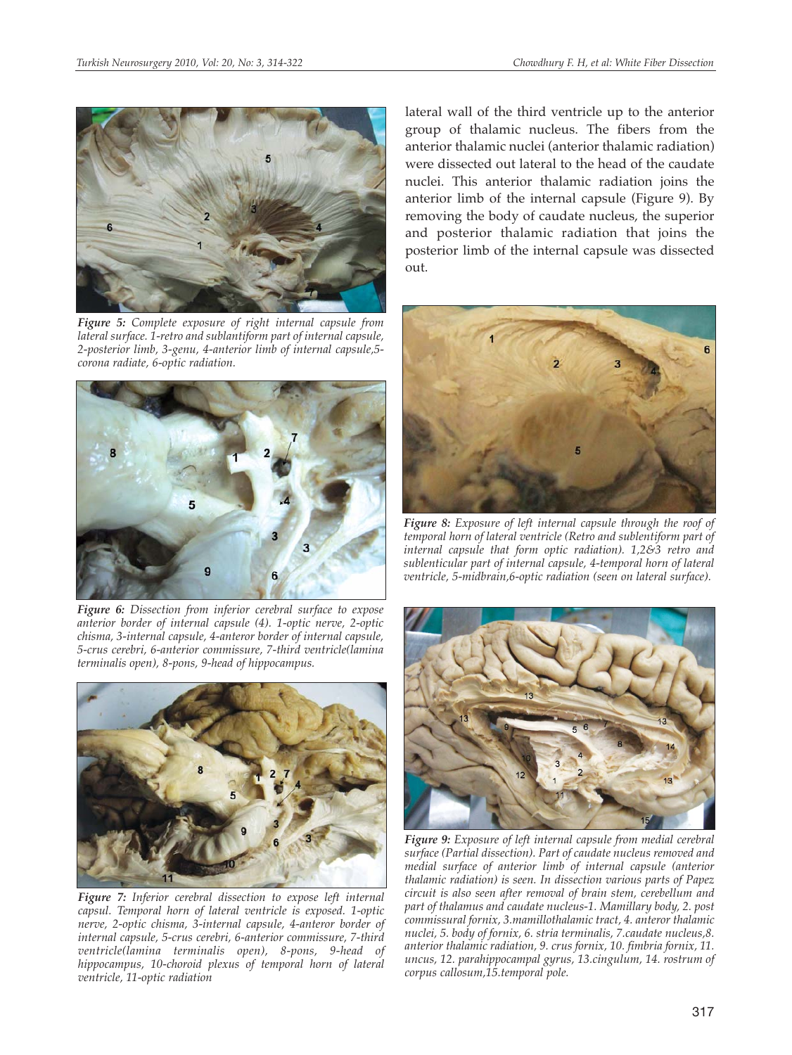*Figure 5: Complete exposure of right internal capsule from lateral surface. 1-retro and sublantiform part of internal capsule, 2-posterior limb, 3-genu, 4-anterior limb of internal capsule,5-corona radiate, 6-optic radiation.*

*Figure 6: Dissection from inferior cerebral surface to expose anterior border of internal capsule (4). 1-optic nerve, 2-optic chisma, 3-internal capsule, 4-anteror border of internal capsule, 5-crus cerebri, 6-anterior commissure, 7-third ventricle(lamina terminalis open), 8-pons, 9-head of hippocampus.*

*Figure 7: Inferior cerebral dissection to expose left internal capsul. Temporal horn of lateral ventricle is exposed. 1-optic nerve, 2-optic chisma, 3-internal capsule, 4-anteror border of internal capsule, 5-crus cerebri, 6-anterior commissure, 7-third ventricle(lamina terminalis open), 8-pons, 9-head of hippocampus, 10-choroid plexus of temporal horn of lateral ventricle, 11-optic radiation*

lateral wall of the third ventricle up to the anterior group of thalamic nucleus. The fibers from the anterior thalamic nuclei (anterior thalamic radiation) were dissected out lateral to the head of the caudate nuclei. This anterior thalamic radiation joins the anterior limb of the internal capsule (Figure 9). By removing the body of caudate nucleus, the superior and posterior thalamic radiation that joins the posterior limb of the internal capsule was dissected out.

*Figure 8: Exposure of left internal capsule through the roof of temporal horn of lateral ventricle (Retro and sublentiform part of internal capsule that form optic radiation). 1,2&3 retro and sublenticular part of internal capsule, 4-temporal horn of lateral ventricle, 5-midbrain,6-optic radiation (seen on lateral surface).*

*Figure 9: Exposure of left internal capsule from medial cerebral surface (Partial dissection). Part of caudate nucleus removed and medial surface of anterior limb of internal capsule (anterior thalamic radiation) is seen. In dissection various parts of Papez circuit is also seen after removal of brain stem, cerebellum and part of thalamus and caudate nucleus-1. Mamillary body, 2. post commissural fornix, 3.mamillothalamic tract, 4. anteror thalamic nuclei, 5. body of fornix, 6. stria terminalis, 7.caudate nucleus,8. anterior thalamic radiation, 9. crus fornix, 10. fimbria fornix, 11. uncus, 12. parahippocampal gyrus, 13.cingulum, 14. rostrum of corpus callosum,15.temporal pole.*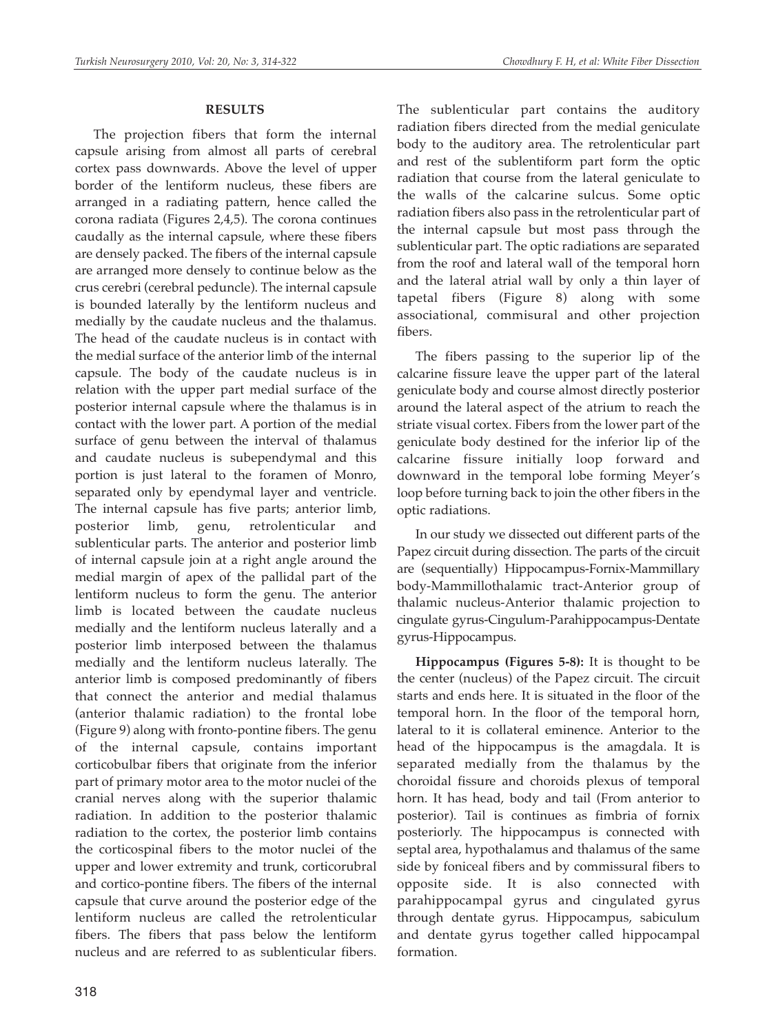## RESULTS

The projection fibers that form the internal capsule arising from almost all parts of cerebral cortex pass downwards. Above the level of upper border of the lentiform nucleus, these fibers are arranged in a radiating pattern, hence called the corona radiata (Figures 2,4,5). The corona continues caudally as the internal capsule, where these fibers are densely packed. The fibers of the internal capsule are arranged more densely to continue below as the crus cerebri (cerebral peduncle). The internal capsule is bounded laterally by the lentiform nucleus and medially by the caudate nucleus and the thalamus. The head of the caudate nucleus is in contact with the medial surface of the anterior limb of the internal capsule. The body of the caudate nucleus is in relation with the upper part medial surface of the posterior internal capsule where the thalamus is in contact with the lower part. A portion of the medial surface of genu between the interval of thalamus and caudate nucleus is subependymal and this portion is just lateral to the foramen of Monro, separated only by ependymal layer and ventricle. The internal capsule has five parts; anterior limb, posterior limb, genu, retrolenticular and sublenticular parts. The anterior and posterior limb of internal capsule join at a right angle around the medial margin of apex of the pallidal part of the lentiform nucleus to form the genu. The anterior limb is located between the caudate nucleus medially and the lentiform nucleus laterally and a posterior limb interposed between the thalamus medially and the lentiform nucleus laterally. The anterior limb is composed predominantly of fibers that connect the anterior and medial thalamus (anterior thalamic radiation) to the frontal lobe (Figure 9) along with fronto-pontine fibers. The genu of the internal capsule, contains important corticobulbar fibers that originate from the inferior part of primary motor area to the motor nuclei of the cranial nerves along with the superior thalamic radiation. In addition to the posterior thalamic radiation to the cortex, the posterior limb contains the corticospinal fibers to the motor nuclei of the upper and lower extremity and trunk, corticorubral and cortico-pontine fibers. The fibers of the internal capsule that curve around the posterior edge of the lentiform nucleus are called the retrolenticular fibers. The fibers that pass below the lentiform nucleus and are referred to as sublenticular fibers. The sublenticular part contains the auditory radiation fibers directed from the medial geniculate body to the auditory area. The retrolenticular part and rest of the sublentiform part form the optic radiation that course from the lateral geniculate to the walls of the calcarine sulcus. Some optic radiation fibers also pass in the retrolenticular part of the internal capsule but most pass through the sublenticular part. The optic radiations are separated from the roof and lateral wall of the temporal horn and the lateral atrial wall by only a thin layer of tapetal fibers (Figure 8) along with some associational, commisural and other projection fibers.

The fibers passing to the superior lip of the calcarine fissure leave the upper part of the lateral geniculate body and course almost directly posterior around the lateral aspect of the atrium to reach the striate visual cortex. Fibers from the lower part of the geniculate body destined for the inferior lip of the calcarine fissure initially loop forward and downward in the temporal lobe forming Meyer's loop before turning back to join the other fibers in the optic radiations.

In our study we dissected out different parts of the Papez circuit during dissection. The parts of the circuit are (sequentially) Hippocampus-Fornix-Mammillary body-Mammillothalamic tract-Anterior group of thalamic nucleus-Anterior thalamic projection to cingulate gyrus-Cingulum-Parahippocampus-Dentate gyrus-Hippocampus.

**Hippocampus (Figures 5-8):** It is thought to be the center (nucleus) of the Papez circuit. The circuit starts and ends here. It is situated in the floor of the temporal horn. In the floor of the temporal horn, lateral to it is collateral eminence. Anterior to the head of the hippocampus is the amagdala. It is separated medially from the thalamus by the choroidal fissure and choroids plexus of temporal horn. It has head, body and tail (From anterior to posterior). Tail is continues as fimbria of fornix posteriorly. The hippocampus is connected with septal area, hypothalamus and thalamus of the same side by foniceal fibers and by commissural fibers to opposite side. It is also connected with parahippocampal gyrus and cingulated gyrus through dentate gyrus. Hippocampus, sabiculum and dentate gyrus together called hippocampal formation.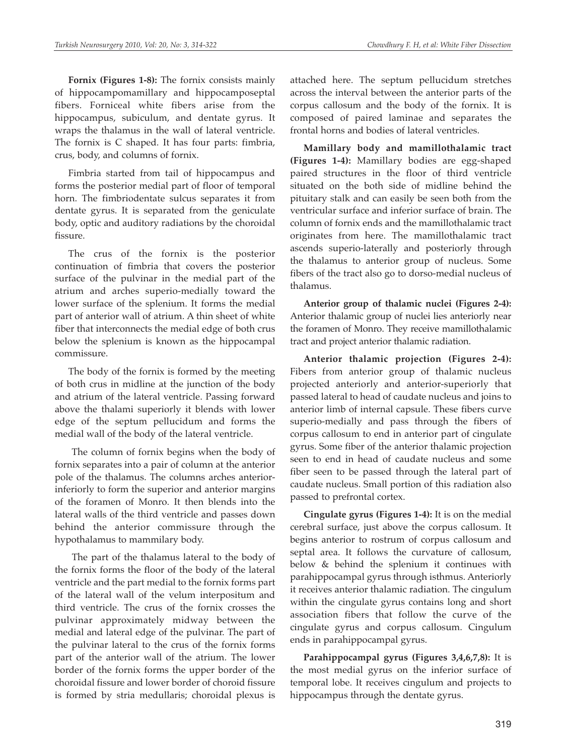**Fornix (Figures 1-8):** The fornix consists mainly of hippocampomamillary and hippocamposeptal fibers. Forniceal white fibers arise from the hippocampus, subiculum, and dentate gyrus. It wraps the thalamus in the wall of lateral ventricle. The fornix is C shaped. It has four parts: fimbria, crus, body, and columns of fornix.

Fimbria started from tail of hippocampus and forms the posterior medial part of floor of temporal horn. The fimbriodentate sulcus separates it from dentate gyrus. It is separated from the geniculate body, optic and auditory radiations by the choroidal fissure.

The crus of the fornix is the posterior continuation of fimbria that covers the posterior surface of the pulvinar in the medial part of the atrium and arches superio-medially toward the lower surface of the splenium. It forms the medial part of anterior wall of atrium. A thin sheet of white fiber that interconnects the medial edge of both crus below the splenium is known as the hippocampal commissure.

The body of the fornix is formed by the meeting of both crus in midline at the junction of the body and atrium of the lateral ventricle. Passing forward above the thalami superiorly it blends with lower edge of the septum pellucidum and forms the medial wall of the body of the lateral ventricle.

The column of fornix begins when the body of fornix separates into a pair of column at the anterior pole of the thalamus. The columns arches anterior-inferiorly to form the superior and anterior margins of the foramen of Monro. It then blends into the lateral walls of the third ventricle and passes down behind the anterior commissure through the hypothalamus to mammilary body.

The part of the thalamus lateral to the body of the fornix forms the floor of the body of the lateral ventricle and the part medial to the fornix forms part of the lateral wall of the velum interpositum and third ventricle. The crus of the fornix crosses the pulvinar approximately midway between the medial and lateral edge of the pulvinar. The part of the pulvinar lateral to the crus of the fornix forms part of the anterior wall of the atrium. The lower border of the fornix forms the upper border of the choroidal fissure and lower border of choroid fissure is formed by stria medullaris; choroidal plexus is attached here. The septum pellucidum stretches across the interval between the anterior parts of the corpus callosum and the body of the fornix. It is composed of paired laminae and separates the frontal horns and bodies of lateral ventricles.

**Mamillary body and mamillothalamic tract (Figures 1-4):** Mamillary bodies are egg-shaped paired structures in the floor of third ventricle situated on the both side of midline behind the pituitary stalk and can easily be seen both from the ventricular surface and inferior surface of brain. The column of fornix ends and the mamillothalamic tract originates from here. The mamillothalamic tract ascends superio-laterally and posteriorly through the thalamus to anterior group of nucleus. Some fibers of the tract also go to dorso-medial nucleus of thalamus.

**Anterior group of thalamic nuclei (Figures 2-4):** Anterior thalamic group of nuclei lies anteriorly near the foramen of Monro. They receive mamillothalamic tract and project anterior thalamic radiation.

**Anterior thalamic projection (Figures 2-4):** Fibers from anterior group of thalamic nucleus projected anteriorly and anterior-superiorly that passed lateral to head of caudate nucleus and joins to anterior limb of internal capsule. These fibers curve superio-medially and pass through the fibers of corpus callosum to end in anterior part of cingulate gyrus. Some fiber of the anterior thalamic projection seen to end in head of caudate nucleus and some fiber seen to be passed through the lateral part of caudate nucleus. Small portion of this radiation also passed to prefrontal cortex.

**Cingulate gyrus (Figures 1-4):** It is on the medial cerebral surface, just above the corpus callosum. It begins anterior to rostrum of corpus callosum and septal area. It follows the curvature of callosum, below & behind the splenium it continues with parahippocampal gyrus through isthmus. Anteriorly it receives anterior thalamic radiation. The cingulum within the cingulate gyrus contains long and short association fibers that follow the curve of the cingulate gyrus and corpus callosum. Cingulum ends in parahippocampal gyrus.

**Parahippocampal gyrus (Figures 3,4,6,7,8):** It is the most medial gyrus on the inferior surface of temporal lobe. It receives cingulum and projects to hippocampus through the dentate gyrus.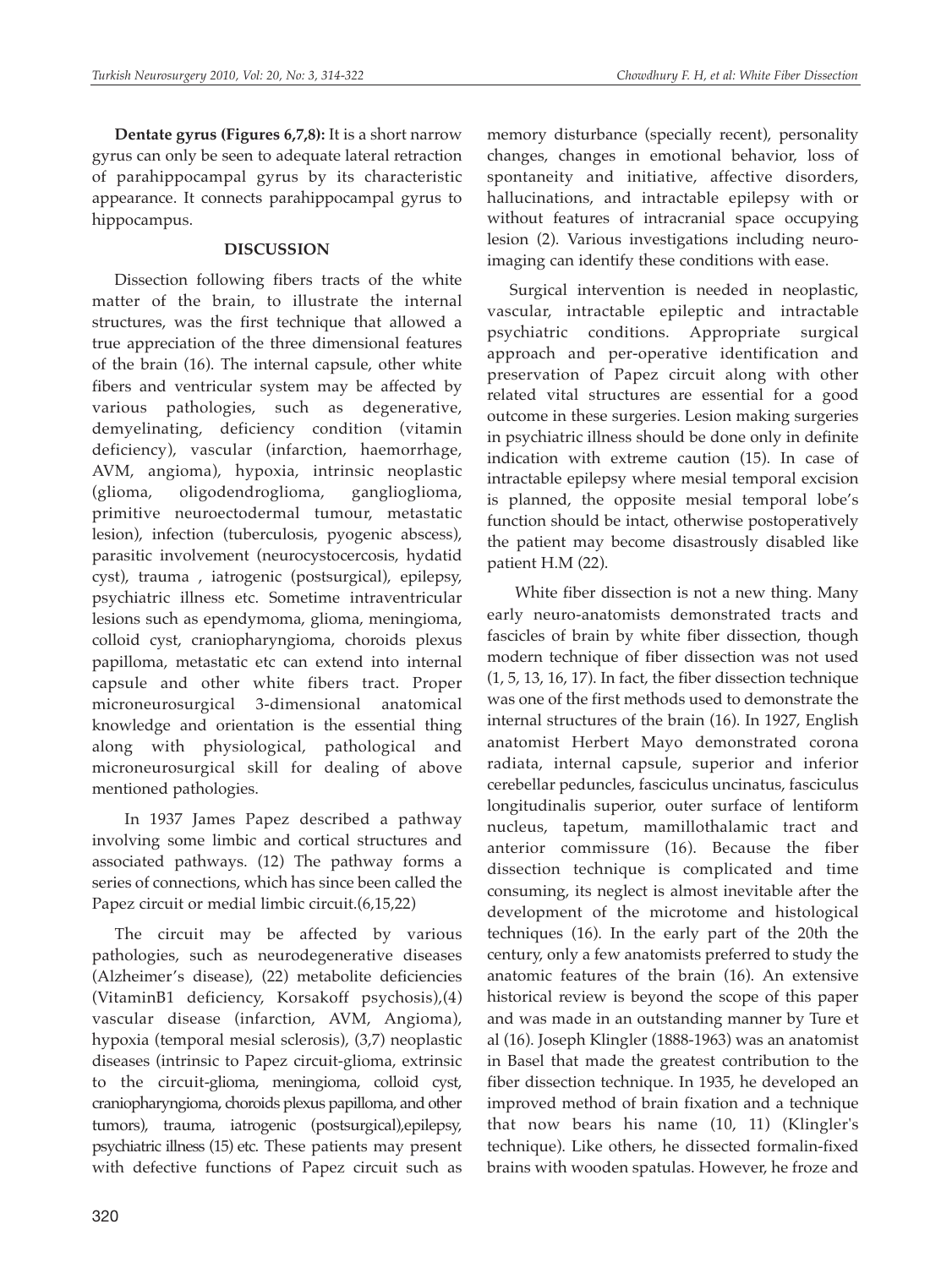**Dentate gyrus (Figures 6,7,8):** It is a short narrow gyrus can only be seen to adequate lateral retraction of parahippocampal gyrus by its characteristic appearance. It connects parahippocampal gyrus to hippocampus.

## DISCUSSION

Dissection following fibers tracts of the white matter of the brain, to illustrate the internal structures, was the first technique that allowed a true appreciation of the three dimensional features of the brain (16). The internal capsule, other white fibers and ventricular system may be affected by various pathologies, such as degenerative, demyelinating, deficiency condition (vitamin deficiency), vascular (infarction, haemorrhage, AVM, angioma), hypoxia, intrinsic neoplastic (glioma, oligodendroglioma, ganglioglioma, primitive neuroectodermal tumour, metastatic lesion), infection (tuberculosis, pyogenic abscess), parasitic involvement (neurocystocercosis, hydatid cyst), trauma , iatrogenic (postsurgical), epilepsy, psychiatric illness etc. Sometime intraventricular lesions such as ependymoma, glioma, meningioma, colloid cyst, craniopharyngioma, choroids plexus papilloma, metastatic etc can extend into internal capsule and other white fibers tract. Proper microneurosurgical 3-dimensional anatomical knowledge and orientation is the essential thing along with physiological, pathological and microneurosurgical skill for dealing of above mentioned pathologies.

In 1937 James Papez described a pathway involving some limbic and cortical structures and associated pathways. (12) The pathway forms a series of connections, which has since been called the Papez circuit or medial limbic circuit.(6,15,22)

The circuit may be affected by various pathologies, such as neurodegenerative diseases (Alzheimer's disease), (22) metabolite deficiencies (VitaminB1 deficiency, Korsakoff psychosis),(4) vascular disease (infarction, AVM, Angioma), hypoxia (temporal mesial sclerosis), (3,7) neoplastic diseases (intrinsic to Papez circuit-glioma, extrinsic to the circuit-glioma, meningioma, colloid cyst, craniopharyngioma, choroids plexus papilloma, and other tumors), trauma, iatrogenic (postsurgical),epilepsy, psychiatric illness (15) etc. These patients may present with defective functions of Papez circuit such as memory disturbance (specially recent), personality changes, changes in emotional behavior, loss of spontaneity and initiative, affective disorders, hallucinations, and intractable epilepsy with or without features of intracranial space occupying lesion (2). Various investigations including neuro-imaging can identify these conditions with ease.

Surgical intervention is needed in neoplastic, vascular, intractable epileptic and intractable psychiatric conditions. Appropriate surgical approach and per-operative identification and preservation of Papez circuit along with other related vital structures are essential for a good outcome in these surgeries. Lesion making surgeries in psychiatric illness should be done only in definite indication with extreme caution (15). In case of intractable epilepsy where mesial temporal excision is planned, the opposite mesial temporal lobe's function should be intact, otherwise postoperatively the patient may become disastrously disabled like patient H.M (22).

White fiber dissection is not a new thing. Many early neuro-anatomists demonstrated tracts and fascicles of brain by white fiber dissection, though modern technique of fiber dissection was not used (1, 5, 13, 16, 17). In fact, the fiber dissection technique was one of the first methods used to demonstrate the internal structures of the brain (16). In 1927, English anatomist Herbert Mayo demonstrated corona radiata, internal capsule, superior and inferior cerebellar peduncles, fasciculus uncinatus, fasciculus longitudinalis superior, outer surface of lentiform nucleus, tapetum, mamillothalamic tract and anterior commissure (16). Because the fiber dissection technique is complicated and time consuming, its neglect is almost inevitable after the development of the microtome and histological techniques (16). In the early part of the 20th the century, only a few anatomists preferred to study the anatomic features of the brain (16). An extensive historical review is beyond the scope of this paper and was made in an outstanding manner by Ture et al (16). Joseph Klingler (1888-1963) was an anatomist in Basel that made the greatest contribution to the fiber dissection technique. In 1935, he developed an improved method of brain fixation and a technique that now bears his name (10, 11) (Klingler's technique). Like others, he dissected formalin-fixed brains with wooden spatulas. However, he froze and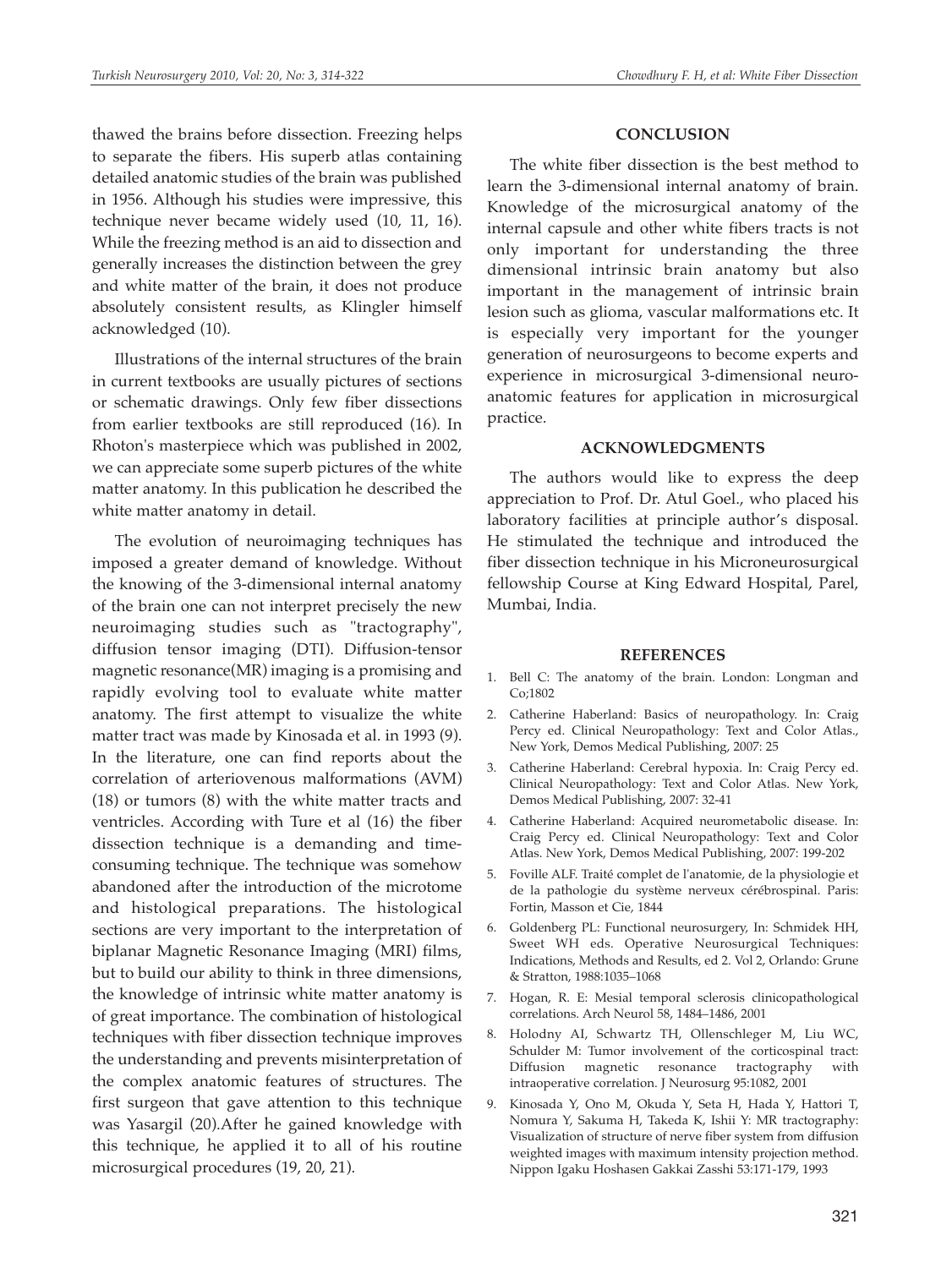thawed the brains before dissection. Freezing helps to separate the fibers. His superb atlas containing detailed anatomic studies of the brain was published in 1956. Although his studies were impressive, this technique never became widely used (10, 11, 16). While the freezing method is an aid to dissection and generally increases the distinction between the grey and white matter of the brain, it does not produce absolutely consistent results, as Klingler himself acknowledged (10).

Illustrations of the internal structures of the brain in current textbooks are usually pictures of sections or schematic drawings. Only few fiber dissections from earlier textbooks are still reproduced (16). In Rhoton's masterpiece which was published in 2002, we can appreciate some superb pictures of the white matter anatomy. In this publication he described the white matter anatomy in detail.

The evolution of neuroimaging techniques has imposed a greater demand of knowledge. Without the knowing of the 3-dimensional internal anatomy of the brain one can not interpret precisely the new neuroimaging studies such as "tractography", diffusion tensor imaging (DTI). Diffusion-tensor magnetic resonance(MR) imaging is a promising and rapidly evolving tool to evaluate white matter anatomy. The first attempt to visualize the white matter tract was made by Kinosada et al. in 1993 (9). In the literature, one can find reports about the correlation of arteriovenous malformations (AVM) (18) or tumors (8) with the white matter tracts and ventricles. According with Ture et al (16) the fiber dissection technique is a demanding and time-consuming technique. The technique was somehow abandoned after the introduction of the microtome and histological preparations. The histological sections are very important to the interpretation of biplanar Magnetic Resonance Imaging (MRI) films, but to build our ability to think in three dimensions, the knowledge of intrinsic white matter anatomy is of great importance. The combination of histological techniques with fiber dissection technique improves the understanding and prevents misinterpretation of the complex anatomic features of structures. The first surgeon that gave attention to this technique was Yasargil (20).After he gained knowledge with this technique, he applied it to all of his routine microsurgical procedures (19, 20, 21).

## CONCLUSION

The white fiber dissection is the best method to learn the 3-dimensional internal anatomy of brain. Knowledge of the microsurgical anatomy of the internal capsule and other white fibers tracts is not only important for understanding the three dimensional intrinsic brain anatomy but also important in the management of intrinsic brain lesion such as glioma, vascular malformations etc. It is especially very important for the younger generation of neurosurgeons to become experts and experience in microsurgical 3-dimensional neuro-anatomic features for application in microsurgical practice.

## ACKNOWLEDGMENTS

The authors would like to express the deep appreciation to Prof. Dr. Atul Goel., who placed his laboratory facilities at principle author's disposal. He stimulated the technique and introduced the fiber dissection technique in his Microneurosurgical fellowship Course at King Edward Hospital, Parel, Mumbai, India.

## REFERENCES

1. Bell C: The anatomy of the brain. London: Longman and Co;1802
2. Catherine Haberland: Basics of neuropathology. In: Craig Percy ed. Clinical Neuropathology: Text and Color Atlas., New York, Demos Medical Publishing, 2007: 25
3. Catherine Haberland: Cerebral hypoxia. In: Craig Percy ed. Clinical Neuropathology: Text and Color Atlas. New York, Demos Medical Publishing, 2007: 32-41
4. Catherine Haberland: Acquired neurometabolic disease. In: Craig Percy ed. Clinical Neuropathology: Text and Color Atlas. New York, Demos Medical Publishing, 2007: 199-202
5. Foville ALF. Traité complet de l'anatomie, de la physiologie et de la pathologie du système nerveux cérébrospinal. Paris: Fortin, Masson et Cie, 1844
6. Goldenberg PL: Functional neurosurgery, In: Schmidek HH, Sweet WH eds. Operative Neurosurgical Techniques: Indications, Methods and Results, ed 2. Vol 2, Orlando: Grune & Stratton, 1988:1035–1068
7. Hogan, R. E: Mesial temporal sclerosis clinicopathological correlations. Arch Neurol 58, 1484–1486, 2001
8. Holodny AI, Schwartz TH, Ollenschleger M, Liu WC, Schulder M: Tumor involvement of the corticospinal tract: Diffusion magnetic resonance tractography with intraoperative correlation. J Neurosurg 95:1082, 2001
9. Kinosada Y, Ono M, Okuda Y, Seta H, Hada Y, Hattori T, Nomura Y, Sakuma H, Takeda K, Ishii Y: MR tractography: Visualization of structure of nerve fiber system from diffusion weighted images with maximum intensity projection method. Nippon Igaku Hoshasen Gakkai Zasshi 53:171-179, 1993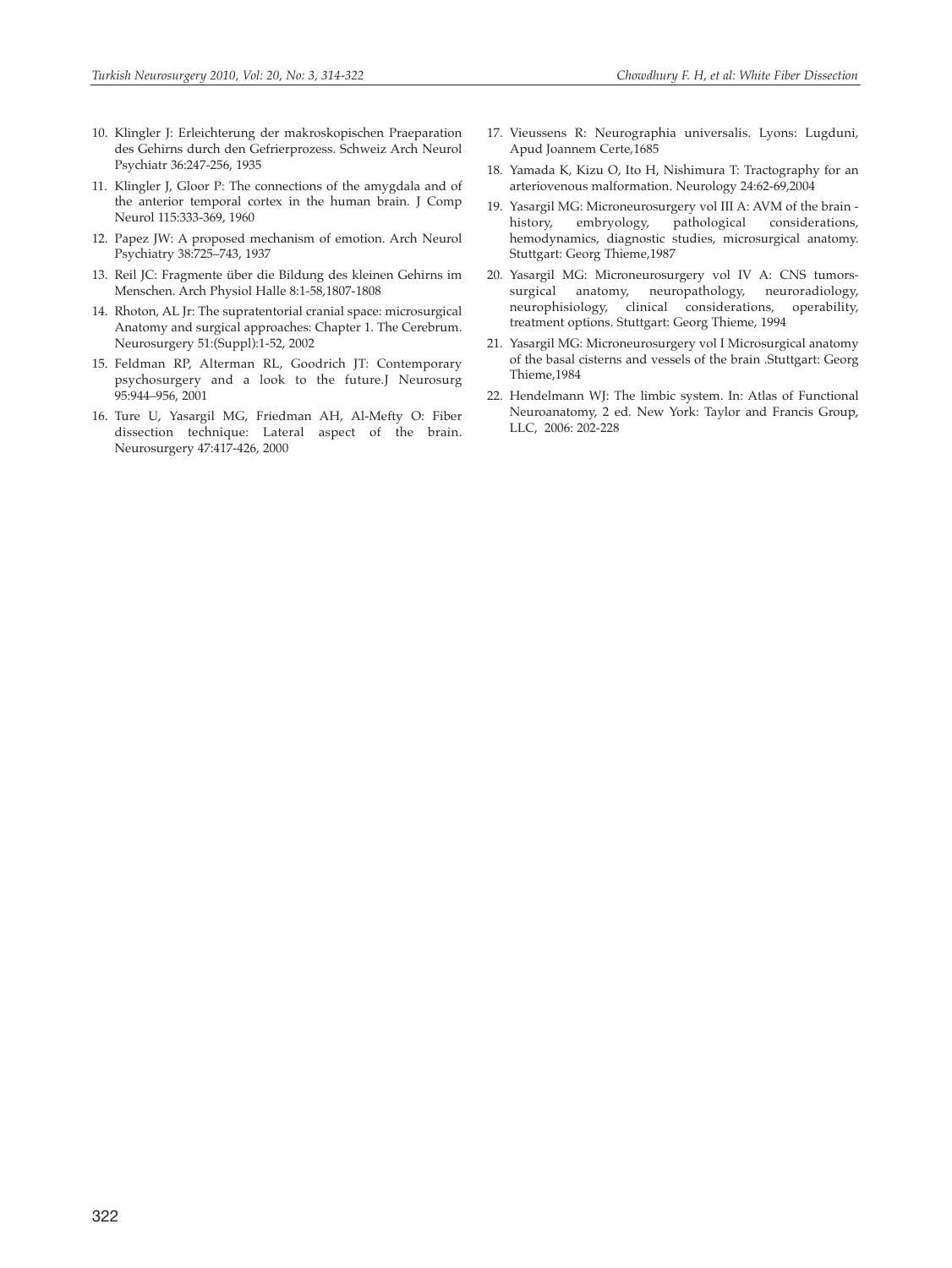10. Klingler J: Erleichterung der makroskopischen Praeparation des Gehirns durch den Gefrierprozess. Schweiz Arch Neurol Psychiatr 36:247-256, 1935
11. Klingler J, Gloor P: The connections of the amygdala and of the anterior temporal cortex in the human brain. J Comp Neurol 115:333-369, 1960
12. Papez JW: A proposed mechanism of emotion. Arch Neurol Psychiatry 38:725–743, 1937
13. Reil JC: Fragmente über die Bildung des kleinen Gehirns im Menschen. Arch Physiol Halle 8:1-58,1807-1808
14. Rhoton, AL Jr: The supratentorial cranial space: microsurgical Anatomy and surgical approaches: Chapter 1. The Cerebrum. Neurosurgery 51:(Suppl):1-52, 2002
15. Feldman RP, Alterman RL, Goodrich JT: Contemporary psychosurgery and a look to the future.J Neurosurg 95:944–956, 2001
16. Ture U, Yasargil MG, Friedman AH, Al-Mefty O: Fiber dissection technique: Lateral aspect of the brain. Neurosurgery 47:417-426, 2000
17. Vieussens R: Neurographia universalis. Lyons: Lugduni, Apud Joannem Certe,1685
18. Yamada K, Kizu O, Ito H, Nishimura T: Tractography for an arteriovenous malformation. Neurology 24:62-69,2004
19. Yasargil MG: Microneurosurgery vol III A: AVM of the brain - history, embryology, pathological considerations, hemodynamics, diagnostic studies, microsurgical anatomy. Stuttgart: Georg Thieme,1987
20. Yasargil MG: Microneurosurgery vol IV A: CNS tumors-surgical anatomy, neuropathology, neuroradiology, neurophisiology, clinical considerations, operability, treatment options. Stuttgart: Georg Thieme, 1994
21. Yasargil MG: Microneurosurgery vol I Microsurgical anatomy of the basal cisterns and vessels of the brain .Stuttgart: Georg Thieme,1984
22. Hendelmann WJ: The limbic system. In: Atlas of Functional Neuroanatomy, 2 ed. New York: Taylor and Francis Group, LLC, 2006: 202-228